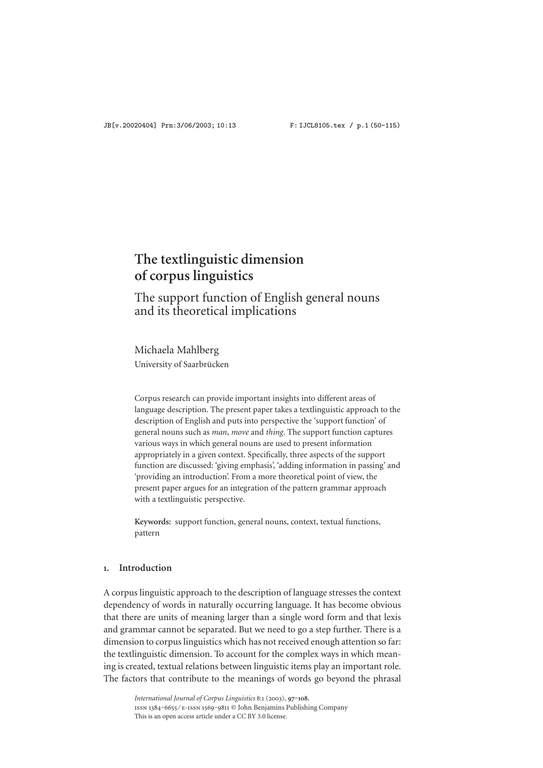# The textlinguistic dimension of corpus linguistics

## The support function of English general nouns and its theoretical implications

Michaela Mahlberg
University of Saarbrücken

Corpus research can provide important insights into different areas of language description. The present paper takes a textlinguistic approach to the description of English and puts into perspective the 'support function' of general nouns such as *man*, *move* and *thing*. The support function captures various ways in which general nouns are used to present information appropriately in a given context. Specifically, three aspects of the support function are discussed: 'giving emphasis', 'adding information in passing' and 'providing an introduction'. From a more theoretical point of view, the present paper argues for an integration of the pattern grammar approach with a textlinguistic perspective.

**Keywords:** support function, general nouns, context, textual functions, pattern

## 1. Introduction

A corpus linguistic approach to the description of language stresses the context dependency of words in naturally occurring language. It has become obvious that there are units of meaning larger than a single word form and that lexis and grammar cannot be separated. But we need to go a step further. There is a dimension to corpus linguistics which has not received enough attention so far: the textlinguistic dimension. To account for the complex ways in which meaning is created, textual relations between linguistic items play an important role. The factors that contribute to the meanings of words go beyond the phrasal

*International Journal of Corpus Linguistics* 8:1 (2003), 97–108.
ISSN 1384–6655 / E-ISSN 1569–9811 © John Benjamins Publishing Company
This is an open access article under a CC BY 3.0 license.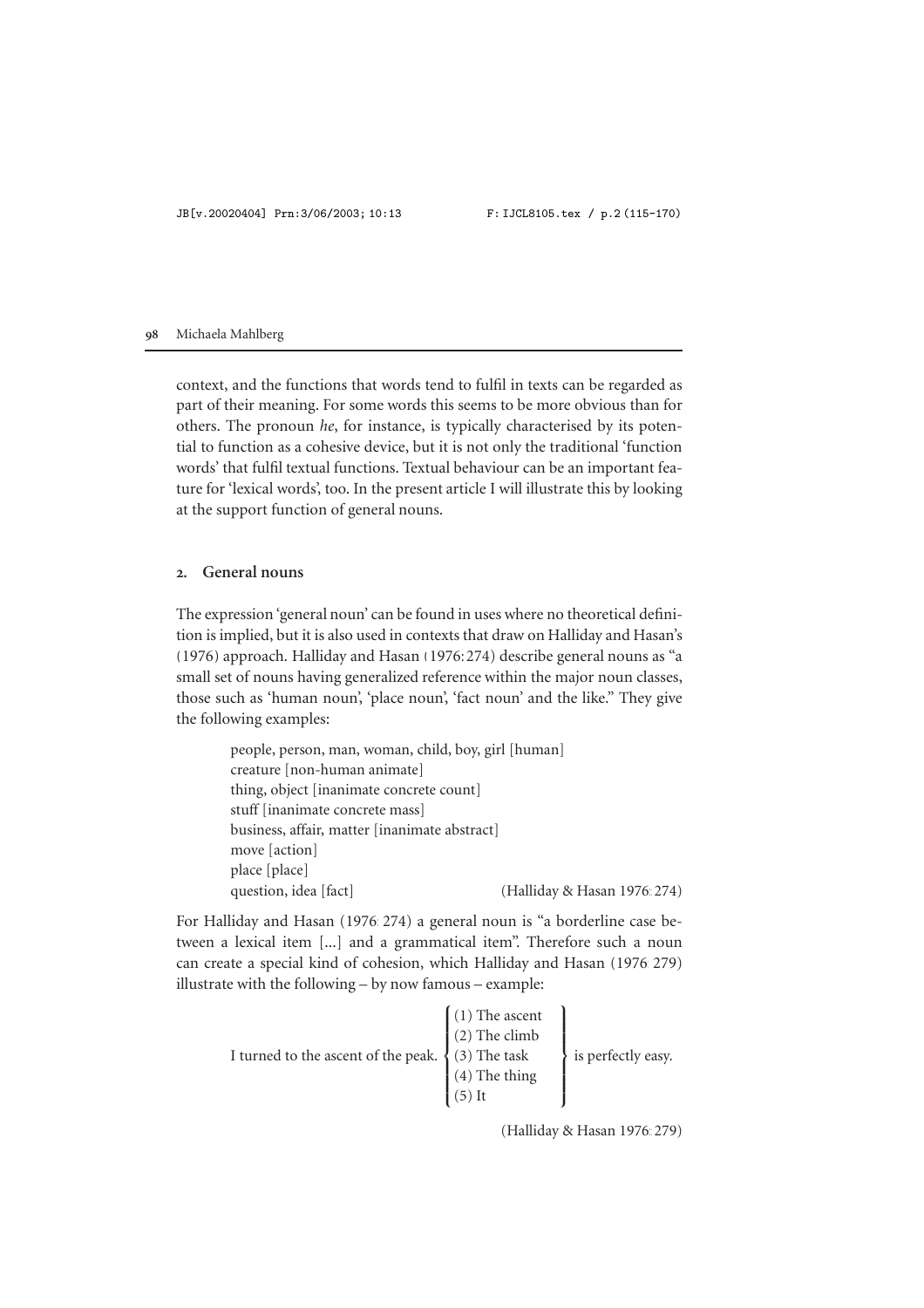context, and the functions that words tend to fulfil in texts can be regarded as part of their meaning. For some words this seems to be more obvious than for others. The pronoun *he*, for instance, is typically characterised by its potential to function as a cohesive device, but it is not only the traditional 'function words' that fulfil textual functions. Textual behaviour can be an important feature for 'lexical words', too. In the present article I will illustrate this by looking at the support function of general nouns.

## 2. General nouns

The expression 'general noun' can be found in uses where no theoretical definition is implied, but it is also used in contexts that draw on Halliday and Hasan's (1976) approach. Halliday and Hasan (1976: 274) describe general nouns as "a small set of nouns having generalized reference within the major noun classes, those such as 'human noun', 'place noun', 'fact noun' and the like." They give the following examples:

> people, person, man, woman, child, boy, girl [human]
> creature [non-human animate]
> thing, object [inanimate concrete count]
> stuff [inanimate concrete mass]
> business, affair, matter [inanimate abstract]
> move [action]
> place [place]
> question, idea [fact] (Halliday & Hasan 1976: 274)

For Halliday and Hasan (1976: 274) a general noun is "a borderline case between a lexical item [...] and a grammatical item". Therefore such a noun can create a special kind of cohesion, which Halliday and Hasan (1976: 279) illustrate with the following – by now famous – example:

I turned to the ascent of the peak. { (1) The ascent / (2) The climb / (3) The task / (4) The thing / (5) It } is perfectly easy.

(Halliday & Hasan 1976: 279)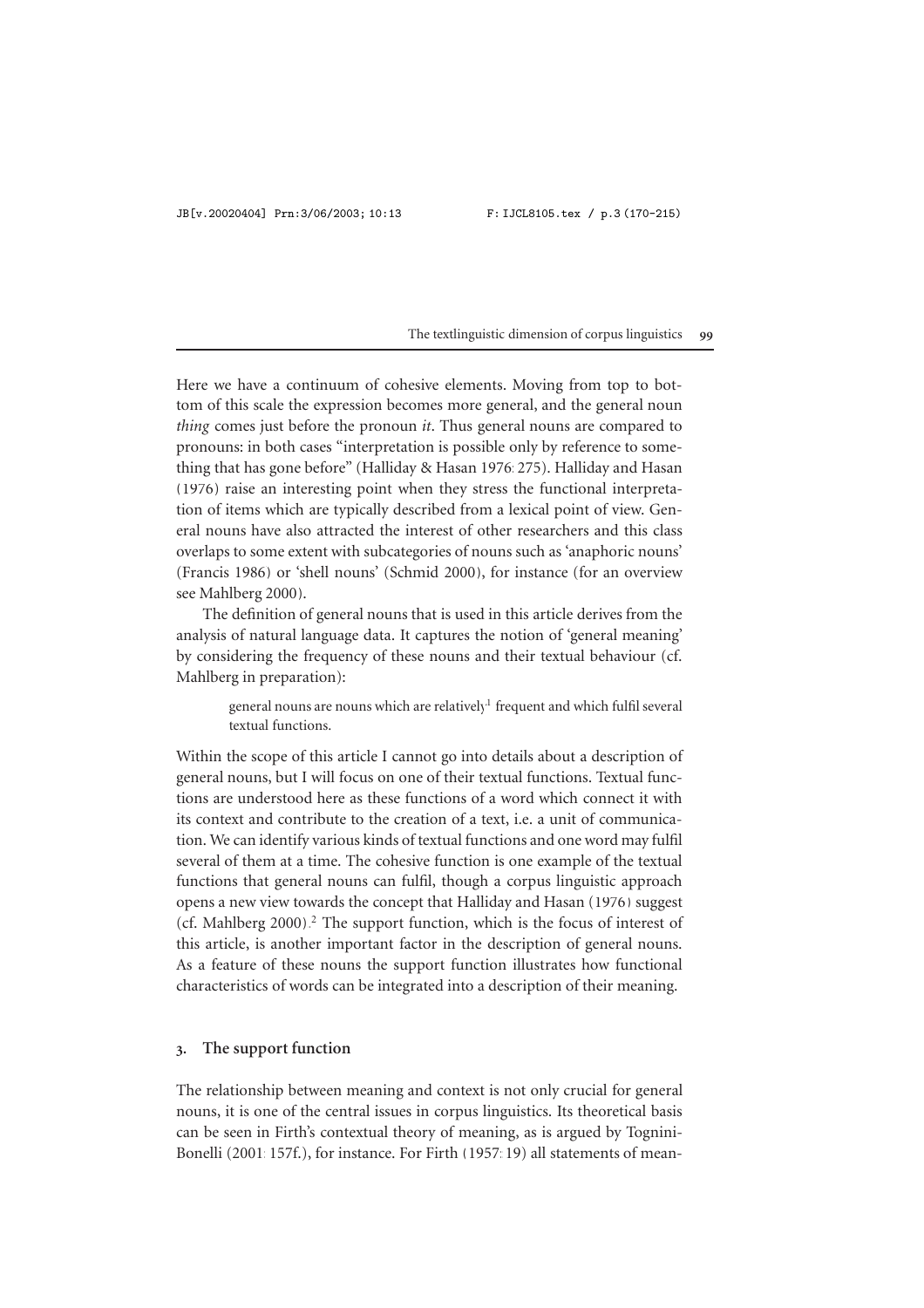Here we have a continuum of cohesive elements. Moving from top to bottom of this scale the expression becomes more general, and the general noun *thing* comes just before the pronoun *it*. Thus general nouns are compared to pronouns: in both cases "interpretation is possible only by reference to something that has gone before" (Halliday & Hasan 1976: 275). Halliday and Hasan (1976) raise an interesting point when they stress the functional interpretation of items which are typically described from a lexical point of view. General nouns have also attracted the interest of other researchers and this class overlaps to some extent with subcategories of nouns such as 'anaphoric nouns' (Francis 1986) or 'shell nouns' (Schmid 2000), for instance (for an overview see Mahlberg 2000).

The definition of general nouns that is used in this article derives from the analysis of natural language data. It captures the notion of 'general meaning' by considering the frequency of these nouns and their textual behaviour (cf. Mahlberg in preparation):

> general nouns are nouns which are relatively[1] frequent and which fulfil several textual functions.

Within the scope of this article I cannot go into details about a description of general nouns, but I will focus on one of their textual functions. Textual functions are understood here as these functions of a word which connect it with its context and contribute to the creation of a text, i.e. a unit of communication. We can identify various kinds of textual functions and one word may fulfil several of them at a time. The cohesive function is one example of the textual functions that general nouns can fulfil, though a corpus linguistic approach opens a new view towards the concept that Halliday and Hasan (1976) suggest (cf. Mahlberg 2000).[2] The support function, which is the focus of interest of this article, is another important factor in the description of general nouns. As a feature of these nouns the support function illustrates how functional characteristics of words can be integrated into a description of their meaning.

## 3. The support function

The relationship between meaning and context is not only crucial for general nouns, it is one of the central issues in corpus linguistics. Its theoretical basis can be seen in Firth's contextual theory of meaning, as is argued by Tognini-Bonelli (2001: 157f.), for instance. For Firth (1957: 19) all statements of mean-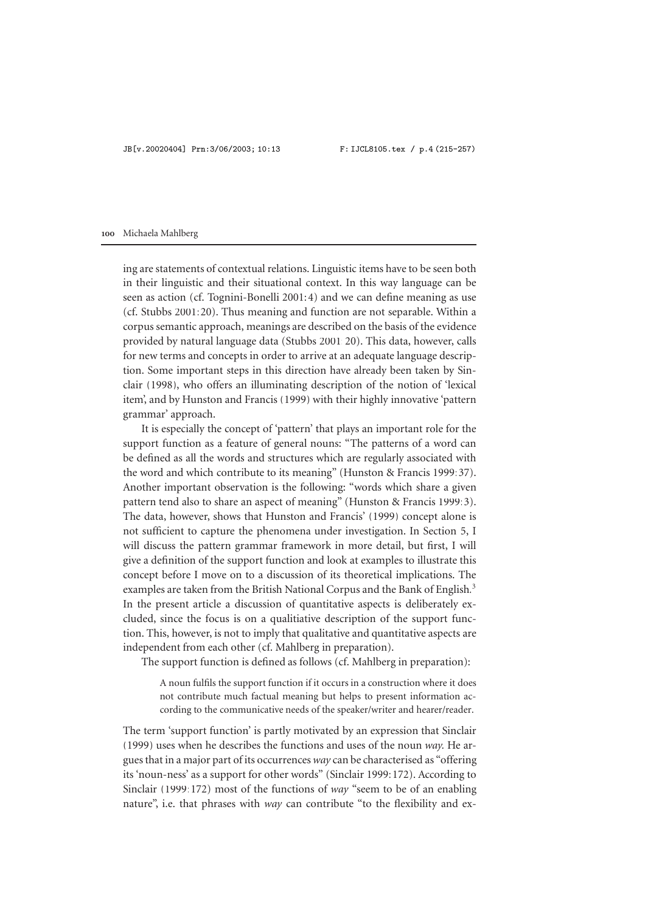ing are statements of contextual relations. Linguistic items have to be seen both in their linguistic and their situational context. In this way language can be seen as action (cf. Tognini-Bonelli 2001:4) and we can define meaning as use (cf. Stubbs 2001:20). Thus meaning and function are not separable. Within a corpus semantic approach, meanings are described on the basis of the evidence provided by natural language data (Stubbs 2001 20). This data, however, calls for new terms and concepts in order to arrive at an adequate language description. Some important steps in this direction have already been taken by Sinclair (1998), who offers an illuminating description of the notion of 'lexical item', and by Hunston and Francis (1999) with their highly innovative 'pattern grammar' approach.

It is especially the concept of 'pattern' that plays an important role for the support function as a feature of general nouns: "The patterns of a word can be defined as all the words and structures which are regularly associated with the word and which contribute to its meaning" (Hunston & Francis 1999:37). Another important observation is the following: "words which share a given pattern tend also to share an aspect of meaning" (Hunston & Francis 1999:3). The data, however, shows that Hunston and Francis' (1999) concept alone is not sufficient to capture the phenomena under investigation. In Section 5, I will discuss the pattern grammar framework in more detail, but first, I will give a definition of the support function and look at examples to illustrate this concept before I move on to a discussion of its theoretical implications. The examples are taken from the British National Corpus and the Bank of English.[3] In the present article a discussion of quantitative aspects is deliberately excluded, since the focus is on a qualitiative description of the support function. This, however, is not to imply that qualitative and quantitative aspects are independent from each other (cf. Mahlberg in preparation).

The support function is defined as follows (cf. Mahlberg in preparation):

> A noun fulfils the support function if it occurs in a construction where it does not contribute much factual meaning but helps to present information according to the communicative needs of the speaker/writer and hearer/reader.

The term 'support function' is partly motivated by an expression that Sinclair (1999) uses when he describes the functions and uses of the noun *way*. He argues that in a major part of its occurrences *way* can be characterised as "offering its 'noun-ness' as a support for other words" (Sinclair 1999:172). According to Sinclair (1999:172) most of the functions of *way* "seem to be of an enabling nature", i.e. that phrases with *way* can contribute "to the flexibility and ex-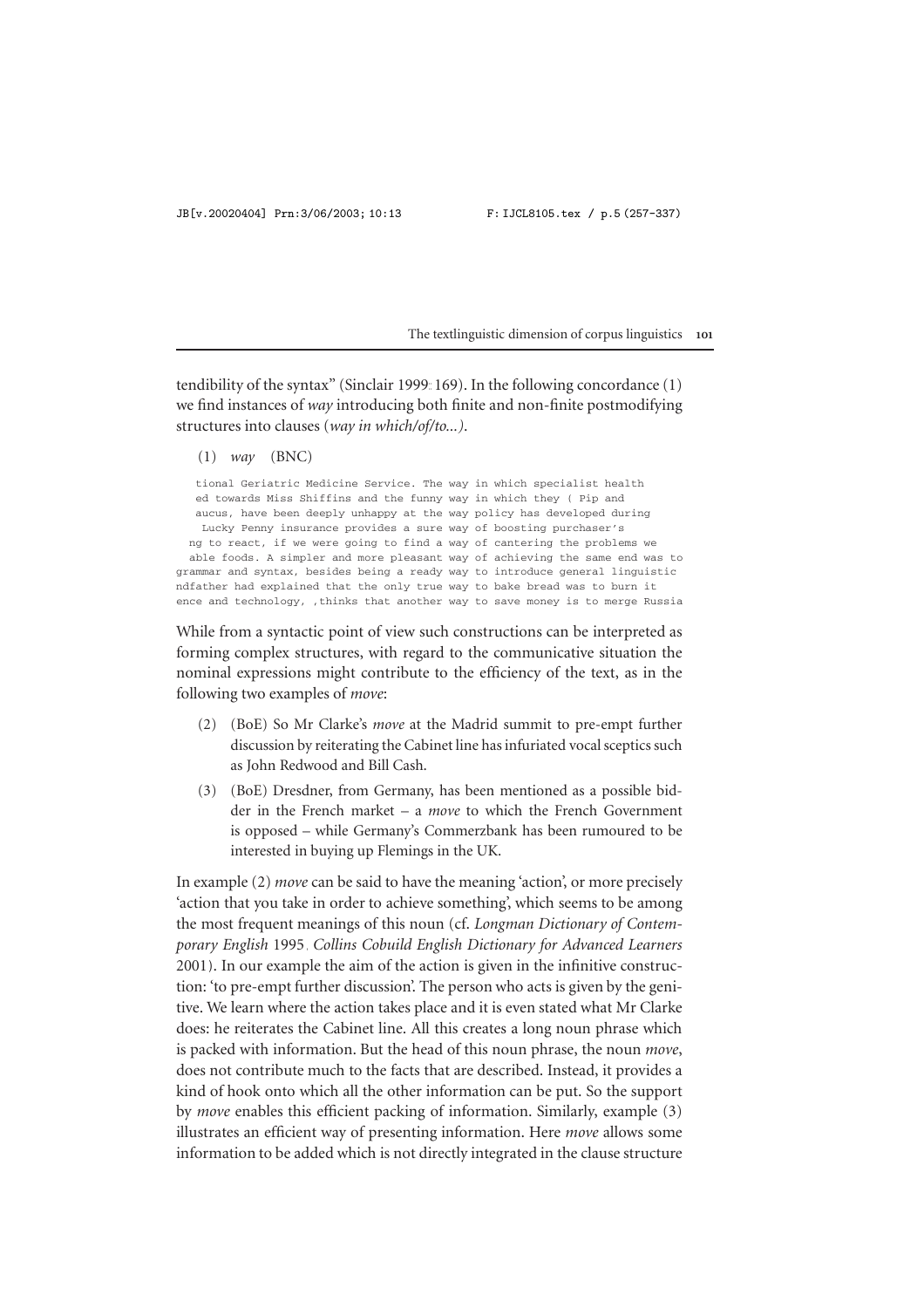tendibility of the syntax" (Sinclair 1999: 169). In the following concordance (1) we find instances of *way* introducing both finite and non-finite postmodifying structures into clauses (*way in which/of/to...)*.

(1) *way* (BNC)

```
   tional Geriatric Medicine Service. The way in which specialist health
   ed towards Miss Shiffins and the funny way in which they ( Pip and
   aucus, have been deeply unhappy at the way policy has developed during
    Lucky Penny insurance provides a sure way of boosting purchaser's
  ng to react, if we were going to find a way of cantering the problems we
  able foods. A simpler and more pleasant way of achieving the same end was to
grammar and syntax, besides being a ready way to introduce general linguistic
ndfather had explained that the only true way to bake bread was to burn it
ence and technology, ,thinks that another way to save money is to merge Russia
```

While from a syntactic point of view such constructions can be interpreted as forming complex structures, with regard to the communicative situation the nominal expressions might contribute to the efficiency of the text, as in the following two examples of *move*:

(2) (BoE) So Mr Clarke's *move* at the Madrid summit to pre-empt further discussion by reiterating the Cabinet line has infuriated vocal sceptics such as John Redwood and Bill Cash.

(3) (BoE) Dresdner, from Germany, has been mentioned as a possible bidder in the French market – a *move* to which the French Government is opposed – while Germany's Commerzbank has been rumoured to be interested in buying up Flemings in the UK.

In example (2) *move* can be said to have the meaning 'action', or more precisely 'action that you take in order to achieve something', which seems to be among the most frequent meanings of this noun (cf. *Longman Dictionary of Contemporary English* 1995, *Collins Cobuild English Dictionary for Advanced Learners* 2001). In our example the aim of the action is given in the infinitive construction: 'to pre-empt further discussion'. The person who acts is given by the genitive. We learn where the action takes place and it is even stated what Mr Clarke does: he reiterates the Cabinet line. All this creates a long noun phrase which is packed with information. But the head of this noun phrase, the noun *move*, does not contribute much to the facts that are described. Instead, it provides a kind of hook onto which all the other information can be put. So the support by *move* enables this efficient packing of information. Similarly, example (3) illustrates an efficient way of presenting information. Here *move* allows some information to be added which is not directly integrated in the clause structure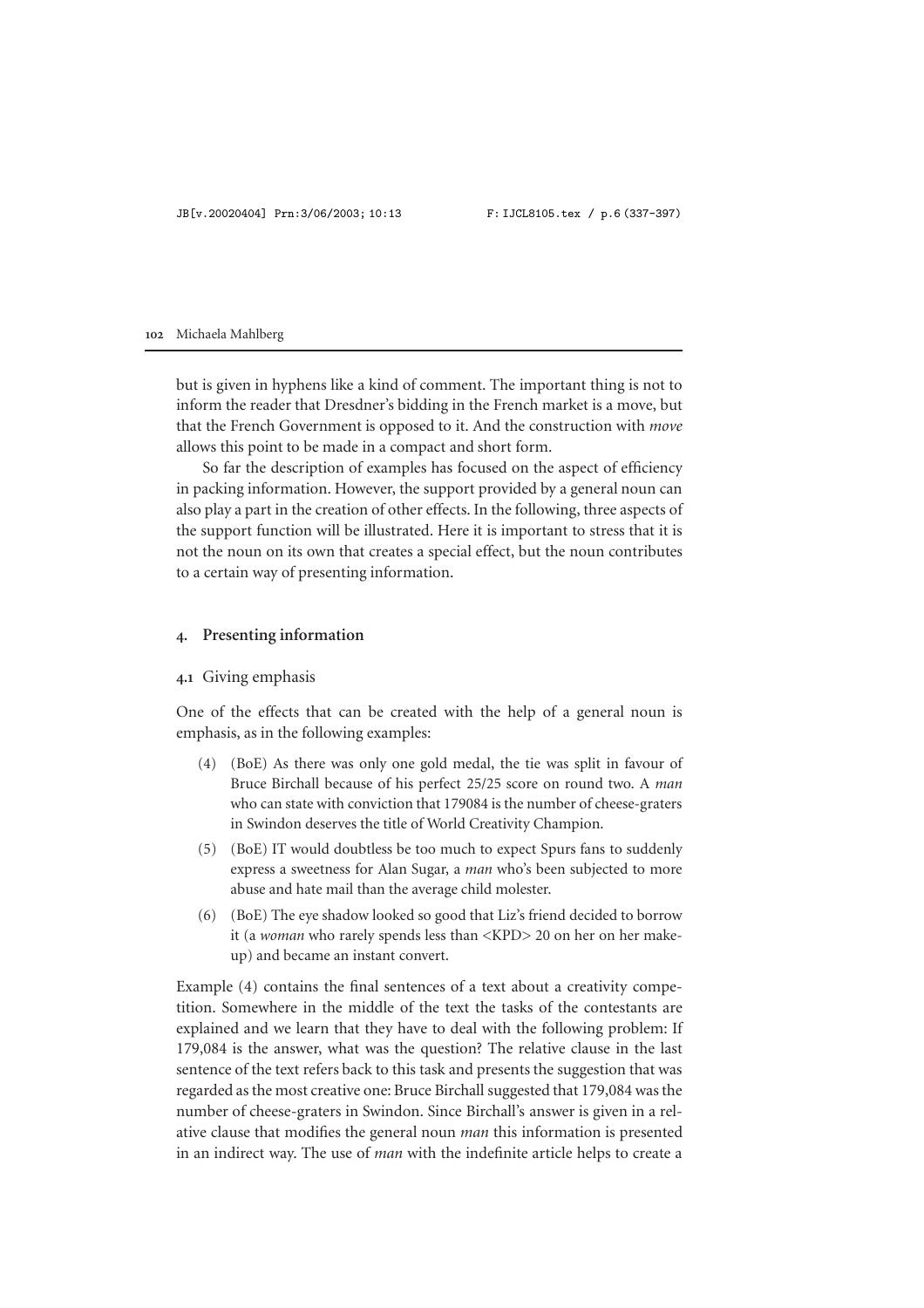but is given in hyphens like a kind of comment. The important thing is not to inform the reader that Dresdner's bidding in the French market is a move, but that the French Government is opposed to it. And the construction with *move* allows this point to be made in a compact and short form.

So far the description of examples has focused on the aspect of efficiency in packing information. However, the support provided by a general noun can also play a part in the creation of other effects. In the following, three aspects of the support function will be illustrated. Here it is important to stress that it is not the noun on its own that creates a special effect, but the noun contributes to a certain way of presenting information.

## 4. Presenting information

### 4.1 Giving emphasis

One of the effects that can be created with the help of a general noun is emphasis, as in the following examples:

(4) (BoE) As there was only one gold medal, the tie was split in favour of Bruce Birchall because of his perfect 25/25 score on round two. A *man* who can state with conviction that 179084 is the number of cheese-graters in Swindon deserves the title of World Creativity Champion.

(5) (BoE) IT would doubtless be too much to expect Spurs fans to suddenly express a sweetness for Alan Sugar, a *man* who's been subjected to more abuse and hate mail than the average child molester.

(6) (BoE) The eye shadow looked so good that Liz's friend decided to borrow it (a *woman* who rarely spends less than <KPD> 20 on her on her make-up) and became an instant convert.

Example (4) contains the final sentences of a text about a creativity competition. Somewhere in the middle of the text the tasks of the contestants are explained and we learn that they have to deal with the following problem: If 179,084 is the answer, what was the question? The relative clause in the last sentence of the text refers back to this task and presents the suggestion that was regarded as the most creative one: Bruce Birchall suggested that 179,084 was the number of cheese-graters in Swindon. Since Birchall's answer is given in a relative clause that modifies the general noun *man* this information is presented in an indirect way. The use of *man* with the indefinite article helps to create a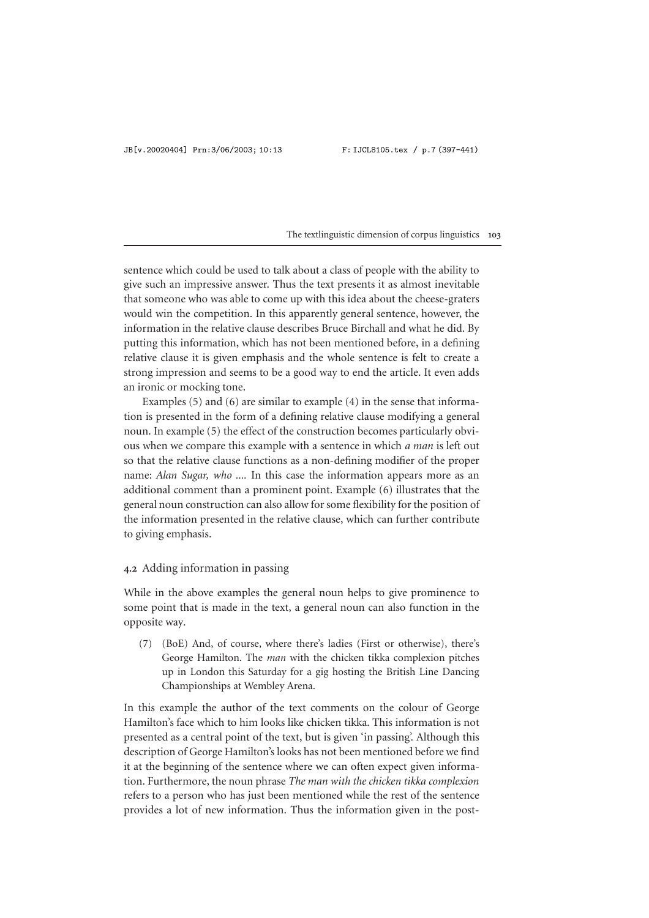sentence which could be used to talk about a class of people with the ability to give such an impressive answer. Thus the text presents it as almost inevitable that someone who was able to come up with this idea about the cheese-graters would win the competition. In this apparently general sentence, however, the information in the relative clause describes Bruce Birchall and what he did. By putting this information, which has not been mentioned before, in a defining relative clause it is given emphasis and the whole sentence is felt to create a strong impression and seems to be a good way to end the article. It even adds an ironic or mocking tone.

Examples (5) and (6) are similar to example (4) in the sense that information is presented in the form of a defining relative clause modifying a general noun. In example (5) the effect of the construction becomes particularly obvious when we compare this example with a sentence in which *a man* is left out so that the relative clause functions as a non-defining modifier of the proper name: *Alan Sugar, who ....* In this case the information appears more as an additional comment than a prominent point. Example (6) illustrates that the general noun construction can also allow for some flexibility for the position of the information presented in the relative clause, which can further contribute to giving emphasis.

## 4.2 Adding information in passing

While in the above examples the general noun helps to give prominence to some point that is made in the text, a general noun can also function in the opposite way.

(7) (BoE) And, of course, where there's ladies (First or otherwise), there's George Hamilton. The *man* with the chicken tikka complexion pitches up in London this Saturday for a gig hosting the British Line Dancing Championships at Wembley Arena.

In this example the author of the text comments on the colour of George Hamilton's face which to him looks like chicken tikka. This information is not presented as a central point of the text, but is given 'in passing'. Although this description of George Hamilton's looks has not been mentioned before we find it at the beginning of the sentence where we can often expect given information. Furthermore, the noun phrase *The man with the chicken tikka complexion* refers to a person who has just been mentioned while the rest of the sentence provides a lot of new information. Thus the information given in the post-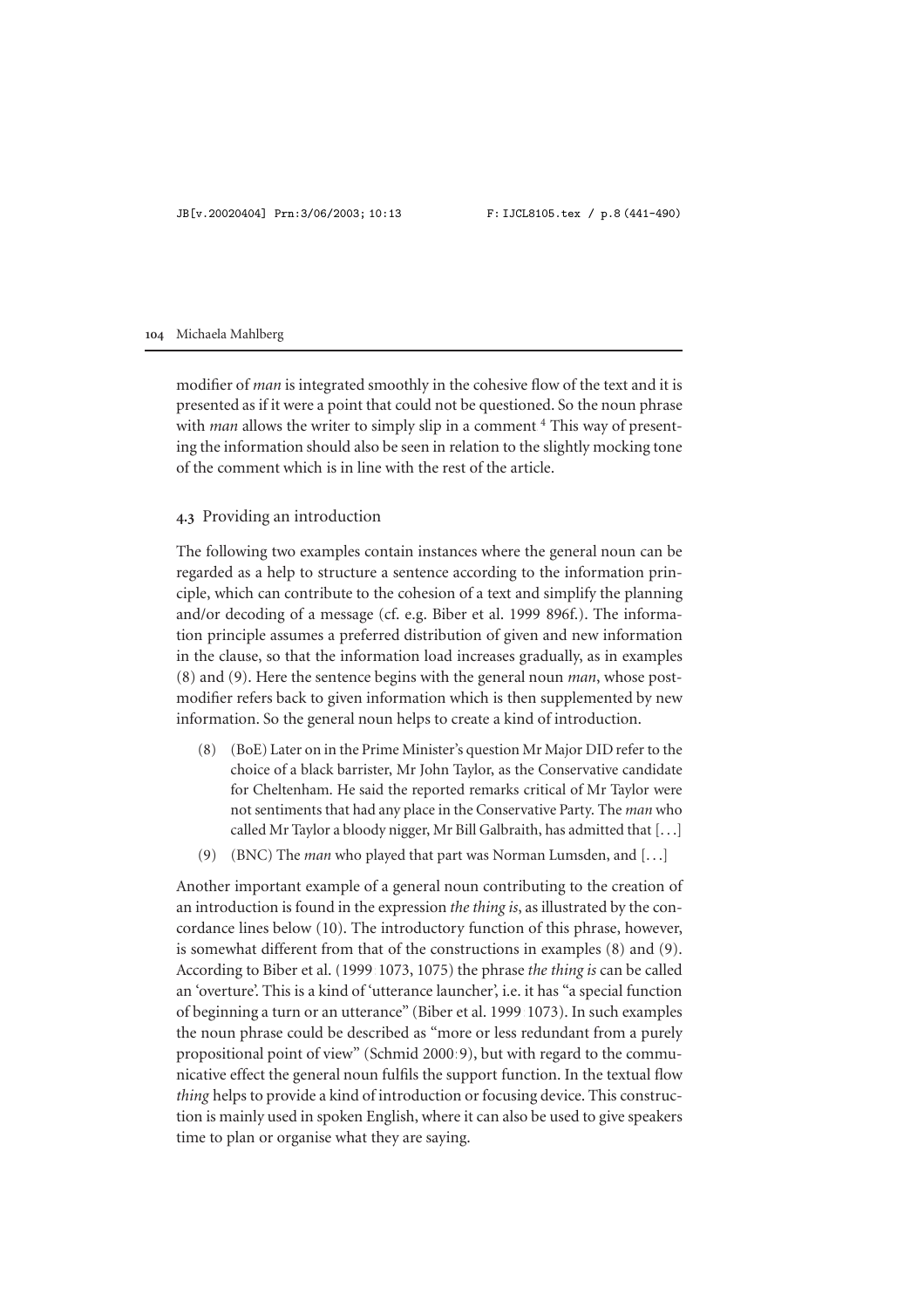modifier of *man* is integrated smoothly in the cohesive flow of the text and it is presented as if it were a point that could not be questioned. So the noun phrase with *man* allows the writer to simply slip in a comment [4] This way of presenting the information should also be seen in relation to the slightly mocking tone of the comment which is in line with the rest of the article.

### 4.3 Providing an introduction

The following two examples contain instances where the general noun can be regarded as a help to structure a sentence according to the information principle, which can contribute to the cohesion of a text and simplify the planning and/or decoding of a message (cf. e.g. Biber et al. 1999 896f.). The information principle assumes a preferred distribution of given and new information in the clause, so that the information load increases gradually, as in examples (8) and (9). Here the sentence begins with the general noun *man*, whose postmodifier refers back to given information which is then supplemented by new information. So the general noun helps to create a kind of introduction.

(8) (BoE) Later on in the Prime Minister's question Mr Major DID refer to the choice of a black barrister, Mr John Taylor, as the Conservative candidate for Cheltenham. He said the reported remarks critical of Mr Taylor were not sentiments that had any place in the Conservative Party. The *man* who called Mr Taylor a bloody nigger, Mr Bill Galbraith, has admitted that [...]

(9) (BNC) The *man* who played that part was Norman Lumsden, and [...]

Another important example of a general noun contributing to the creation of an introduction is found in the expression *the thing is*, as illustrated by the concordance lines below (10). The introductory function of this phrase, however, is somewhat different from that of the constructions in examples (8) and (9). According to Biber et al. (1999: 1073, 1075) the phrase *the thing is* can be called an 'overture'. This is a kind of 'utterance launcher', i.e. it has "a special function of beginning a turn or an utterance" (Biber et al. 1999: 1073). In such examples the noun phrase could be described as "more or less redundant from a purely propositional point of view" (Schmid 2000: 9), but with regard to the communicative effect the general noun fulfils the support function. In the textual flow *thing* helps to provide a kind of introduction or focusing device. This construction is mainly used in spoken English, where it can also be used to give speakers time to plan or organise what they are saying.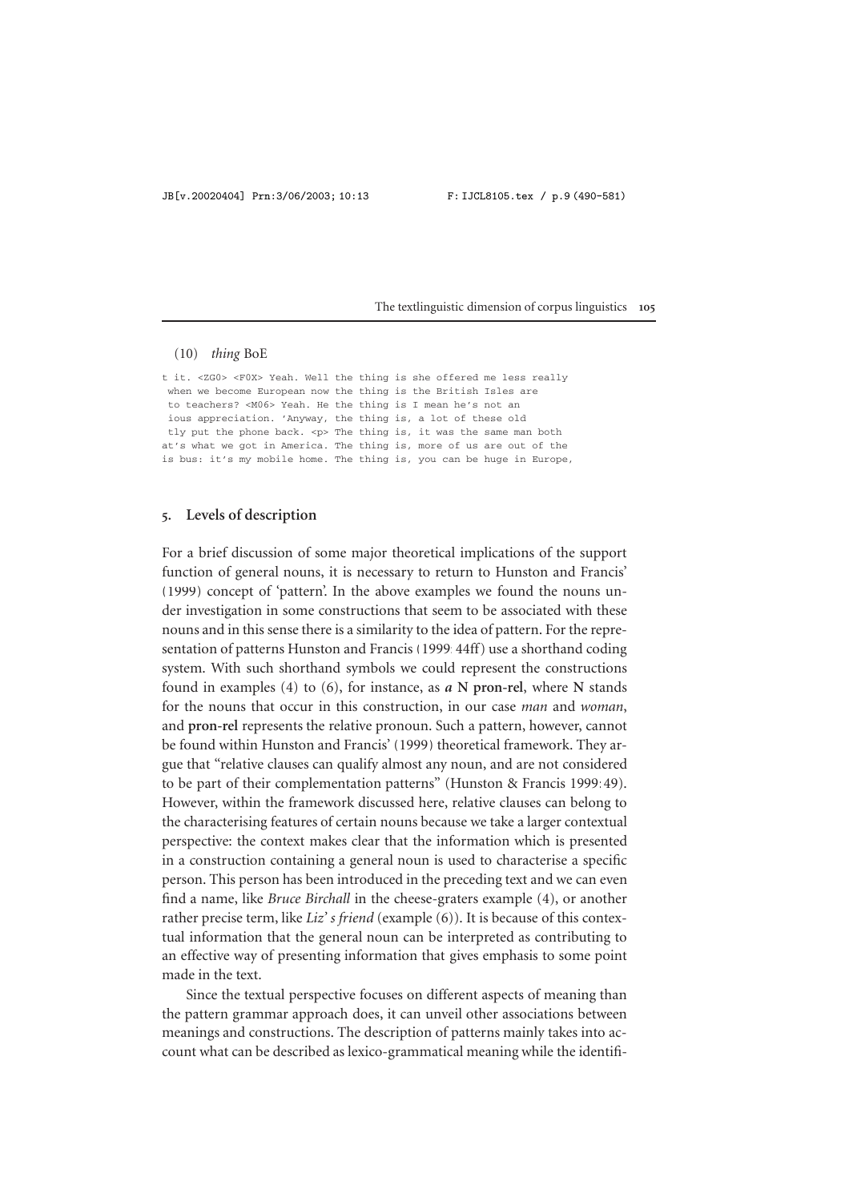(10) *thing* BoE

```
t it. <ZG0> <F0X> Yeah. Well the thing is she offered me less really
 when we become European now the thing is the British Isles are
 to teachers? <M06> Yeah. He the thing is I mean he's not an
 ious appreciation. 'Anyway, the thing is, a lot of these old
 tly put the phone back. <p> The thing is, it was the same man both
at's what we got in America. The thing is, more of us are out of the
is bus: it's my mobile home. The thing is, you can be huge in Europe,
```

## 5. Levels of description

For a brief discussion of some major theoretical implications of the support function of general nouns, it is necessary to return to Hunston and Francis' (1999) concept of 'pattern'. In the above examples we found the nouns under investigation in some constructions that seem to be associated with these nouns and in this sense there is a similarity to the idea of pattern. For the representation of patterns Hunston and Francis (1999: 44ff) use a shorthand coding system. With such shorthand symbols we could represent the constructions found in examples (4) to (6), for instance, as ***a*** **N pron-rel**, where **N** stands for the nouns that occur in this construction, in our case *man* and *woman*, and **pron-rel** represents the relative pronoun. Such a pattern, however, cannot be found within Hunston and Francis' (1999) theoretical framework. They argue that "relative clauses can qualify almost any noun, and are not considered to be part of their complementation patterns" (Hunston & Francis 1999: 49). However, within the framework discussed here, relative clauses can belong to the characterising features of certain nouns because we take a larger contextual perspective: the context makes clear that the information which is presented in a construction containing a general noun is used to characterise a specific person. This person has been introduced in the preceding text and we can even find a name, like *Bruce Birchall* in the cheese-graters example (4), or another rather precise term, like *Liz*' *s friend* (example (6)). It is because of this contextual information that the general noun can be interpreted as contributing to an effective way of presenting information that gives emphasis to some point made in the text.

Since the textual perspective focuses on different aspects of meaning than the pattern grammar approach does, it can unveil other associations between meanings and constructions. The description of patterns mainly takes into account what can be described as lexico-grammatical meaning while the identifi-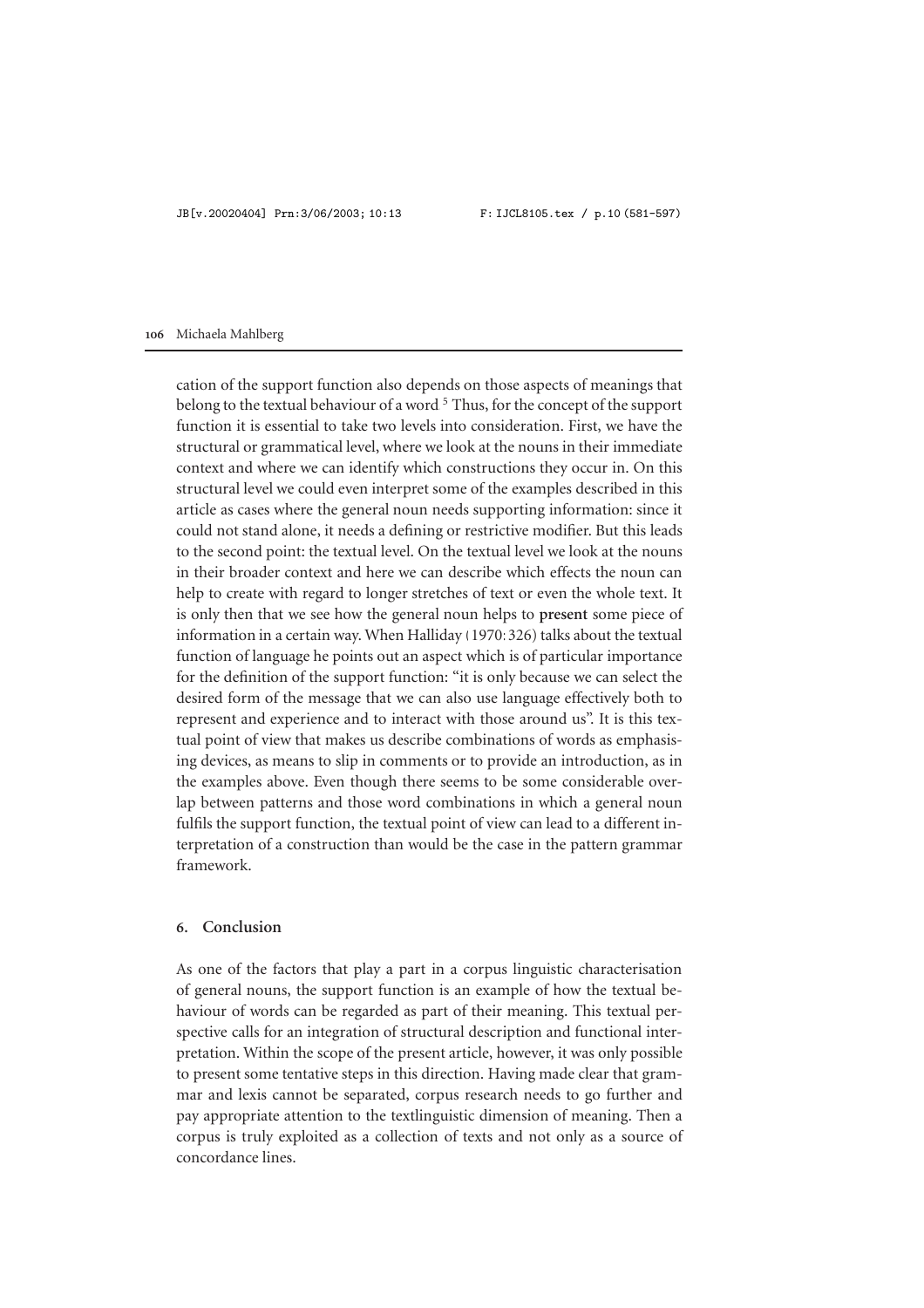cation of the support function also depends on those aspects of meanings that belong to the textual behaviour of a word [5] Thus, for the concept of the support function it is essential to take two levels into consideration. First, we have the structural or grammatical level, where we look at the nouns in their immediate context and where we can identify which constructions they occur in. On this structural level we could even interpret some of the examples described in this article as cases where the general noun needs supporting information: since it could not stand alone, it needs a defining or restrictive modifier. But this leads to the second point: the textual level. On the textual level we look at the nouns in their broader context and here we can describe which effects the noun can help to create with regard to longer stretches of text or even the whole text. It is only then that we see how the general noun helps to **present** some piece of information in a certain way. When Halliday (1970: 326) talks about the textual function of language he points out an aspect which is of particular importance for the definition of the support function: "it is only because we can select the desired form of the message that we can also use language effectively both to represent and experience and to interact with those around us". It is this textual point of view that makes us describe combinations of words as emphasising devices, as means to slip in comments or to provide an introduction, as in the examples above. Even though there seems to be some considerable overlap between patterns and those word combinations in which a general noun fulfils the support function, the textual point of view can lead to a different interpretation of a construction than would be the case in the pattern grammar framework.

## 6. Conclusion

As one of the factors that play a part in a corpus linguistic characterisation of general nouns, the support function is an example of how the textual behaviour of words can be regarded as part of their meaning. This textual perspective calls for an integration of structural description and functional interpretation. Within the scope of the present article, however, it was only possible to present some tentative steps in this direction. Having made clear that grammar and lexis cannot be separated, corpus research needs to go further and pay appropriate attention to the textlinguistic dimension of meaning. Then a corpus is truly exploited as a collection of texts and not only as a source of concordance lines.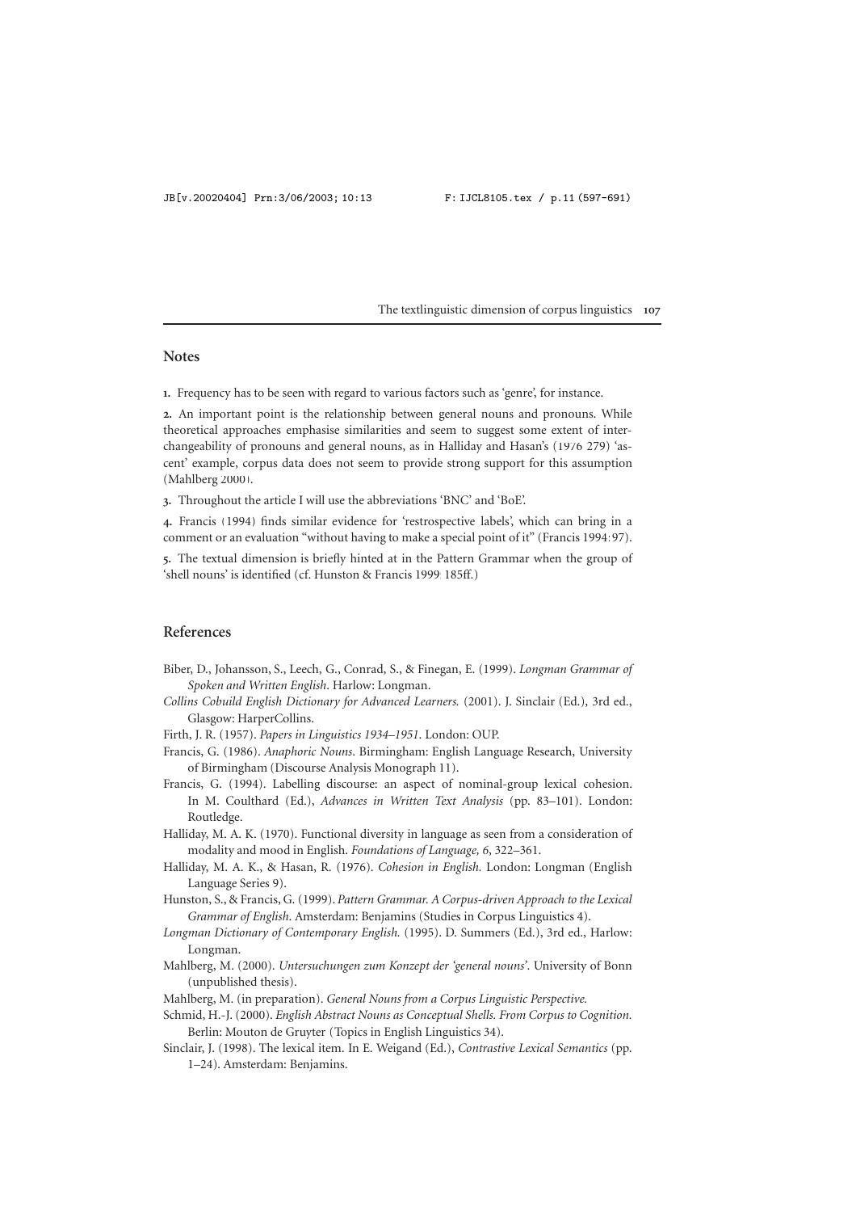## Notes

**1.** Frequency has to be seen with regard to various factors such as 'genre', for instance.

**2.** An important point is the relationship between general nouns and pronouns. While theoretical approaches emphasise similarities and seem to suggest some extent of interchangeability of pronouns and general nouns, as in Halliday and Hasan's (1976 279) 'ascent' example, corpus data does not seem to provide strong support for this assumption (Mahlberg 2000).

**3.** Throughout the article I will use the abbreviations 'BNC' and 'BoE'.

**4.** Francis (1994) finds similar evidence for 'restrospective labels', which can bring in a comment or an evaluation "without having to make a special point of it" (Francis 1994:97).

**5.** The textual dimension is briefly hinted at in the Pattern Grammar when the group of 'shell nouns' is identified (cf. Hunston & Francis 1999: 185ff.)

## References

Biber, D., Johansson, S., Leech, G., Conrad, S., & Finegan, E. (1999). *Longman Grammar of Spoken and Written English*. Harlow: Longman.

*Collins Cobuild English Dictionary for Advanced Learners.* (2001). J. Sinclair (Ed.), 3rd ed., Glasgow: HarperCollins.

Firth, J. R. (1957). *Papers in Linguistics 1934–1951*. London: OUP.

Francis, G. (1986). *Anaphoric Nouns*. Birmingham: English Language Research, University of Birmingham (Discourse Analysis Monograph 11).

Francis, G. (1994). Labelling discourse: an aspect of nominal-group lexical cohesion. In M. Coulthard (Ed.), *Advances in Written Text Analysis* (pp. 83–101). London: Routledge.

Halliday, M. A. K. (1970). Functional diversity in language as seen from a consideration of modality and mood in English. *Foundations of Language, 6*, 322–361.

Halliday, M. A. K., & Hasan, R. (1976). *Cohesion in English.* London: Longman (English Language Series 9).

Hunston, S., & Francis, G. (1999). *Pattern Grammar. A Corpus-driven Approach to the Lexical Grammar of English*. Amsterdam: Benjamins (Studies in Corpus Linguistics 4).

*Longman Dictionary of Contemporary English.* (1995). D. Summers (Ed.), 3rd ed., Harlow: Longman.

Mahlberg, M. (2000). *Untersuchungen zum Konzept der 'general nouns'*. University of Bonn (unpublished thesis).

Mahlberg, M. (in preparation). *General Nouns from a Corpus Linguistic Perspective.*

Schmid, H.-J. (2000). *English Abstract Nouns as Conceptual Shells. From Corpus to Cognition.* Berlin: Mouton de Gruyter (Topics in English Linguistics 34).

Sinclair, J. (1998). The lexical item. In E. Weigand (Ed.), *Contrastive Lexical Semantics* (pp. 1–24). Amsterdam: Benjamins.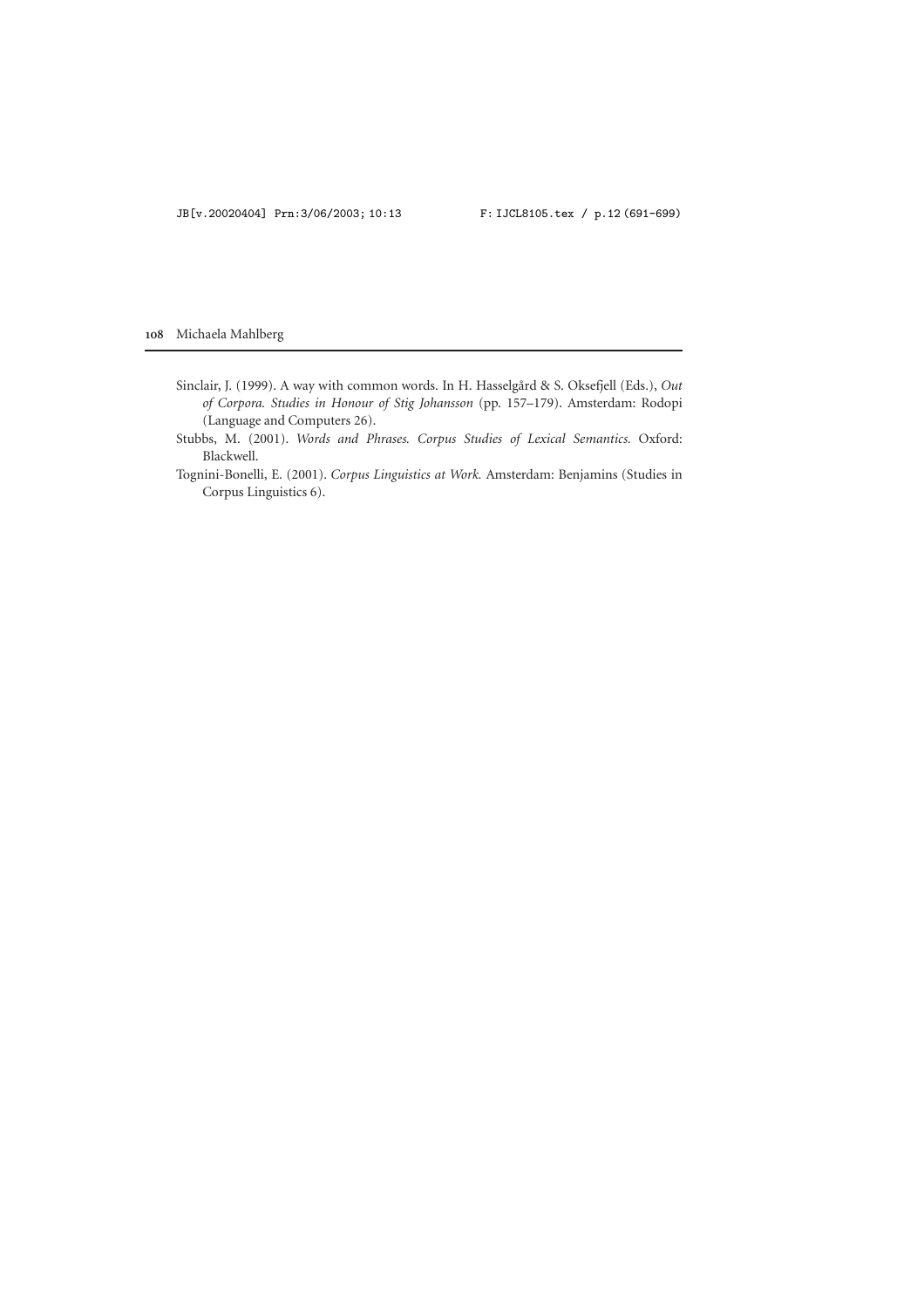Sinclair, J. (1999). A way with common words. In H. Hasselgård & S. Oksefjell (Eds.), *Out of Corpora. Studies in Honour of Stig Johansson* (pp. 157–179). Amsterdam: Rodopi (Language and Computers 26).

Stubbs, M. (2001). *Words and Phrases. Corpus Studies of Lexical Semantics.* Oxford: Blackwell.

Tognini-Bonelli, E. (2001). *Corpus Linguistics at Work.* Amsterdam: Benjamins (Studies in Corpus Linguistics 6).